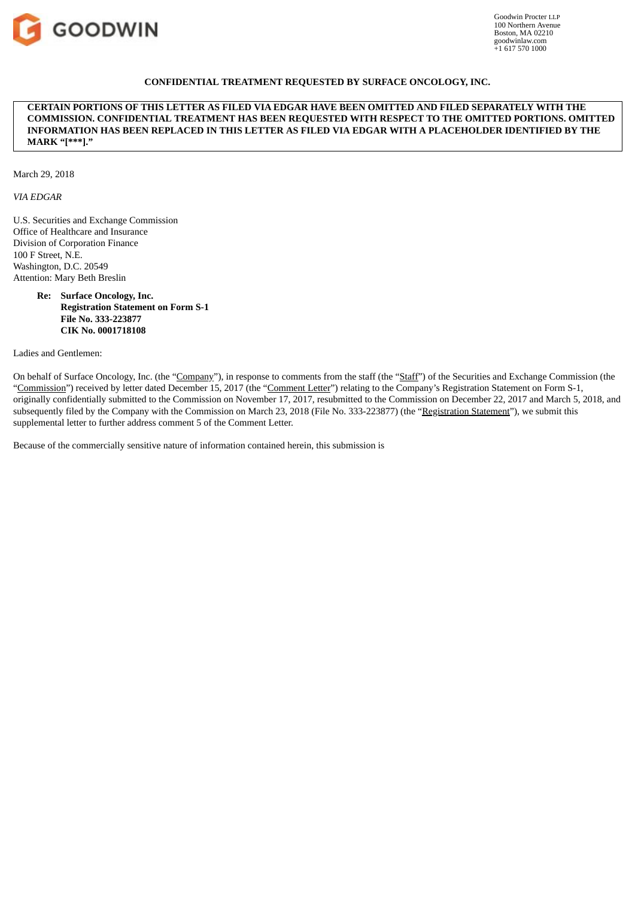**GOODWIN**

Goodwin Procter LLP
100 Northern Avenue
Boston, MA 02210
goodwinlaw.com
+1 617 570 1000

**CONFIDENTIAL TREATMENT REQUESTED BY SURFACE ONCOLOGY, INC.**

**CERTAIN PORTIONS OF THIS LETTER AS FILED VIA EDGAR HAVE BEEN OMITTED AND FILED SEPARATELY WITH THE COMMISSION. CONFIDENTIAL TREATMENT HAS BEEN REQUESTED WITH RESPECT TO THE OMITTED PORTIONS. OMITTED INFORMATION HAS BEEN REPLACED IN THIS LETTER AS FILED VIA EDGAR WITH A PLACEHOLDER IDENTIFIED BY THE MARK "[***]."**

March 29, 2018

*VIA EDGAR*

U.S. Securities and Exchange Commission
Office of Healthcare and Insurance
Division of Corporation Finance
100 F Street, N.E.
Washington, D.C. 20549
Attention: Mary Beth Breslin

**Re: Surface Oncology, Inc.**
**Registration Statement on Form S-1**
**File No. 333-223877**
**CIK No. 0001718108**

Ladies and Gentlemen:

On behalf of Surface Oncology, Inc. (the "Company"), in response to comments from the staff (the "Staff") of the Securities and Exchange Commission (the "Commission") received by letter dated December 15, 2017 (the "Comment Letter") relating to the Company's Registration Statement on Form S-1, originally confidentially submitted to the Commission on November 17, 2017, resubmitted to the Commission on December 22, 2017 and March 5, 2018, and subsequently filed by the Company with the Commission on March 23, 2018 (File No. 333-223877) (the "Registration Statement"), we submit this supplemental letter to further address comment 5 of the Comment Letter.

Because of the commercially sensitive nature of information contained herein, this submission is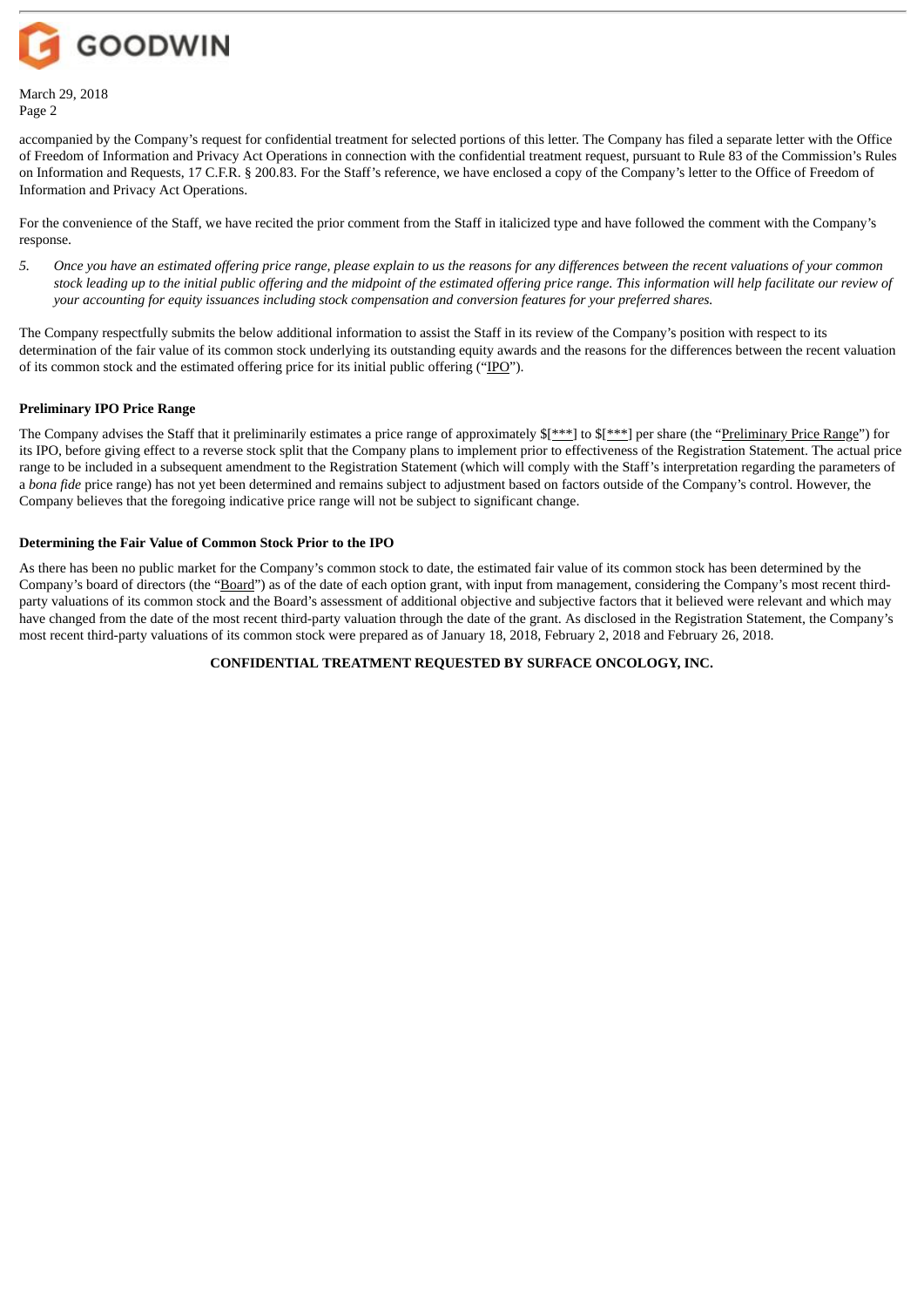accompanied by the Company's request for confidential treatment for selected portions of this letter. The Company has filed a separate letter with the Office of Freedom of Information and Privacy Act Operations in connection with the confidential treatment request, pursuant to Rule 83 of the Commission's Rules on Information and Requests, 17 C.F.R. § 200.83. For the Staff's reference, we have enclosed a copy of the Company's letter to the Office of Freedom of Information and Privacy Act Operations.

For the convenience of the Staff, we have recited the prior comment from the Staff in italicized type and have followed the comment with the Company's response.

5. *Once you have an estimated offering price range, please explain to us the reasons for any differences between the recent valuations of your common stock leading up to the initial public offering and the midpoint of the estimated offering price range. This information will help facilitate our review of your accounting for equity issuances including stock compensation and conversion features for your preferred shares.*

The Company respectfully submits the below additional information to assist the Staff in its review of the Company's position with respect to its determination of the fair value of its common stock underlying its outstanding equity awards and the reasons for the differences between the recent valuation of its common stock and the estimated offering price for its initial public offering ("IPO").

**Preliminary IPO Price Range**

The Company advises the Staff that it preliminarily estimates a price range of approximately $[***] to $[***] per share (the "Preliminary Price Range") for its IPO, before giving effect to a reverse stock split that the Company plans to implement prior to effectiveness of the Registration Statement. The actual price range to be included in a subsequent amendment to the Registration Statement (which will comply with the Staff's interpretation regarding the parameters of a *bona fide* price range) has not yet been determined and remains subject to adjustment based on factors outside of the Company's control. However, the Company believes that the foregoing indicative price range will not be subject to significant change.

**Determining the Fair Value of Common Stock Prior to the IPO**

As there has been no public market for the Company's common stock to date, the estimated fair value of its common stock has been determined by the Company's board of directors (the "Board") as of the date of each option grant, with input from management, considering the Company's most recent third-party valuations of its common stock and the Board's assessment of additional objective and subjective factors that it believed were relevant and which may have changed from the date of the most recent third-party valuation through the date of the grant. As disclosed in the Registration Statement, the Company's most recent third-party valuations of its common stock were prepared as of January 18, 2018, February 2, 2018 and February 26, 2018.

**CONFIDENTIAL TREATMENT REQUESTED BY SURFACE ONCOLOGY, INC.**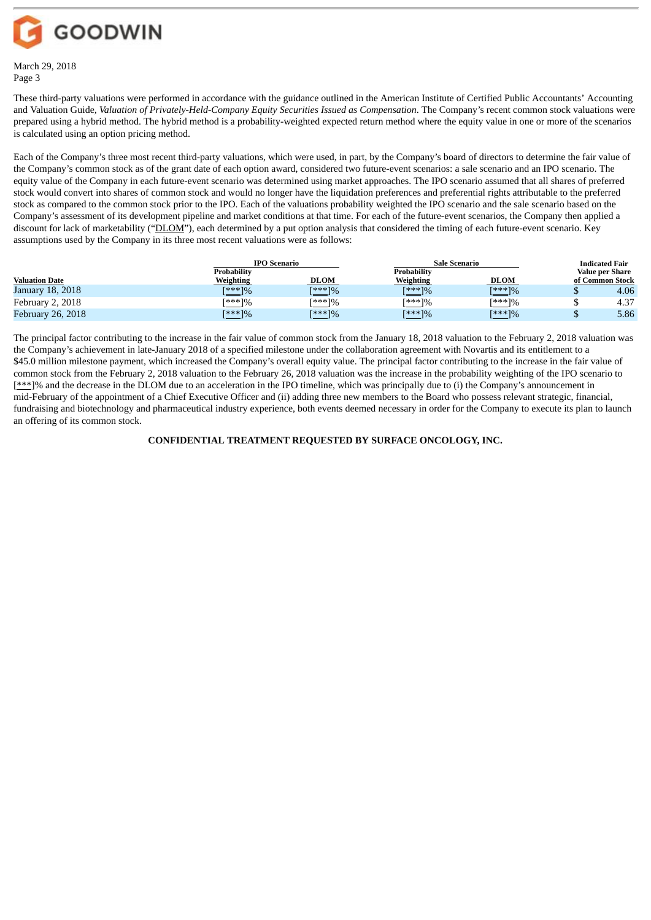March 29, 2018
Page 3

These third-party valuations were performed in accordance with the guidance outlined in the American Institute of Certified Public Accountants' Accounting and Valuation Guide, *Valuation of Privately-Held-Company Equity Securities Issued as Compensation*. The Company's recent common stock valuations were prepared using a hybrid method. The hybrid method is a probability-weighted expected return method where the equity value in one or more of the scenarios is calculated using an option pricing method.

Each of the Company's three most recent third-party valuations, which were used, in part, by the Company's board of directors to determine the fair value of the Company's common stock as of the grant date of each option award, considered two future-event scenarios: a sale scenario and an IPO scenario. The equity value of the Company in each future-event scenario was determined using market approaches. The IPO scenario assumed that all shares of preferred stock would convert into shares of common stock and would no longer have the liquidation preferences and preferential rights attributable to the preferred stock as compared to the common stock prior to the IPO. Each of the valuations probability weighted the IPO scenario and the sale scenario based on the Company's assessment of its development pipeline and market conditions at that time. For each of the future-event scenarios, the Company then applied a discount for lack of marketability ("DLOM"), each determined by a put option analysis that considered the timing of each future-event scenario. Key assumptions used by the Company in its three most recent valuations were as follows:

| | IPO Scenario | | Sale Scenario | | Indicated Fair Value per Share of Common Stock |
|---|---|---|---|---|---|
| **Valuation Date** | **Probability Weighting** | **DLOM** | **Probability Weighting** | **DLOM** | |
| January 18, 2018 | [***]% | [***]% | [***]% | [***]% | $ 4.06 |
| February 2, 2018 | [***]% | [***]% | [***]% | [***]% | $ 4.37 |
| February 26, 2018 | [***]% | [***]% | [***]% | [***]% | $ 5.86 |

The principal factor contributing to the increase in the fair value of common stock from the January 18, 2018 valuation to the February 2, 2018 valuation was the Company's achievement in late-January 2018 of a specified milestone under the collaboration agreement with Novartis and its entitlement to a $45.0 million milestone payment, which increased the Company's overall equity value. The principal factor contributing to the increase in the fair value of common stock from the February 2, 2018 valuation to the February 26, 2018 valuation was the increase in the probability weighting of the IPO scenario to [***]% and the decrease in the DLOM due to an acceleration in the IPO timeline, which was principally due to (i) the Company's announcement in mid-February of the appointment of a Chief Executive Officer and (ii) adding three new members to the Board who possess relevant strategic, financial, fundraising and biotechnology and pharmaceutical industry experience, both events deemed necessary in order for the Company to execute its plan to launch an offering of its common stock.

**CONFIDENTIAL TREATMENT REQUESTED BY SURFACE ONCOLOGY, INC.**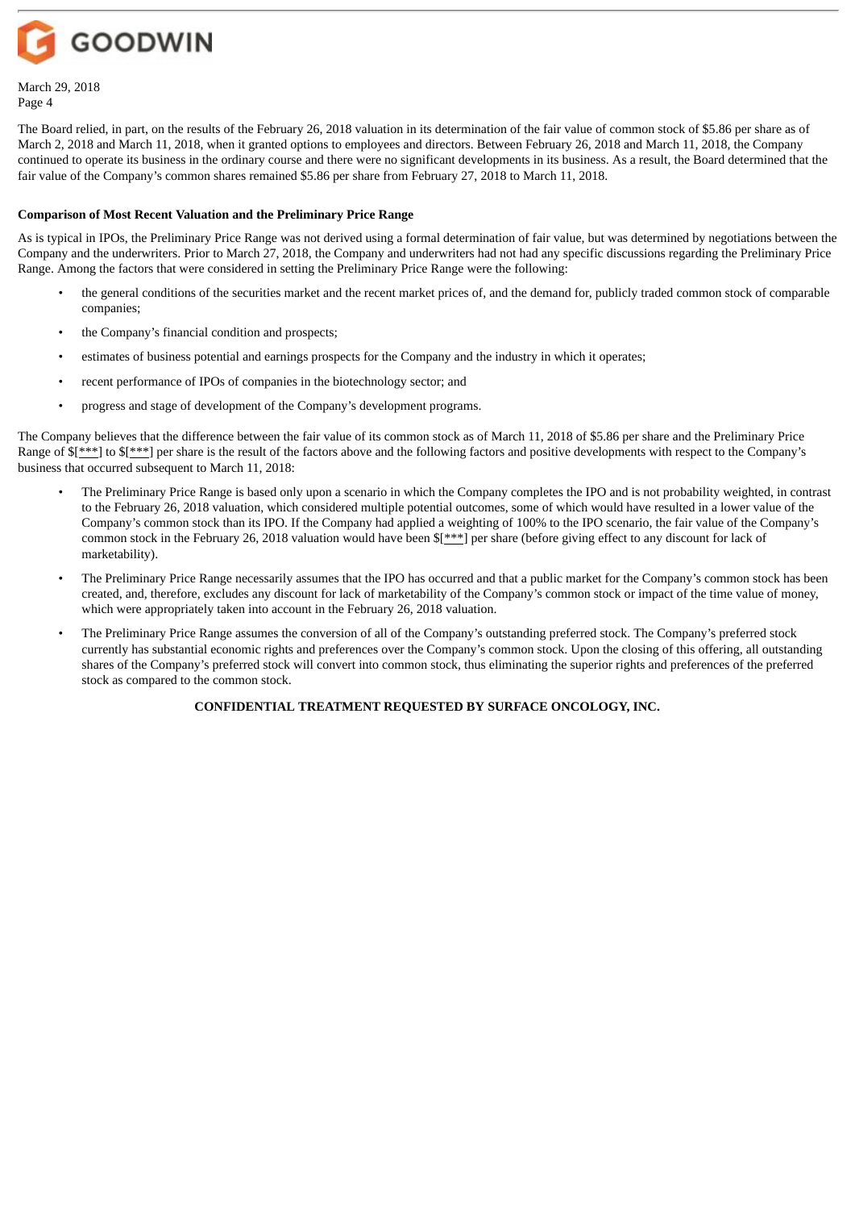The Board relied, in part, on the results of the February 26, 2018 valuation in its determination of the fair value of common stock of $5.86 per share as of March 2, 2018 and March 11, 2018, when it granted options to employees and directors. Between February 26, 2018 and March 11, 2018, the Company continued to operate its business in the ordinary course and there were no significant developments in its business. As a result, the Board determined that the fair value of the Company's common shares remained $5.86 per share from February 27, 2018 to March 11, 2018.

**Comparison of Most Recent Valuation and the Preliminary Price Range**

As is typical in IPOs, the Preliminary Price Range was not derived using a formal determination of fair value, but was determined by negotiations between the Company and the underwriters. Prior to March 27, 2018, the Company and underwriters had not had any specific discussions regarding the Preliminary Price Range. Among the factors that were considered in setting the Preliminary Price Range were the following:

- the general conditions of the securities market and the recent market prices of, and the demand for, publicly traded common stock of comparable companies;
- the Company's financial condition and prospects;
- estimates of business potential and earnings prospects for the Company and the industry in which it operates;
- recent performance of IPOs of companies in the biotechnology sector; and
- progress and stage of development of the Company's development programs.

The Company believes that the difference between the fair value of its common stock as of March 11, 2018 of $5.86 per share and the Preliminary Price Range of $[***] to $[***] per share is the result of the factors above and the following factors and positive developments with respect to the Company's business that occurred subsequent to March 11, 2018:

- The Preliminary Price Range is based only upon a scenario in which the Company completes the IPO and is not probability weighted, in contrast to the February 26, 2018 valuation, which considered multiple potential outcomes, some of which would have resulted in a lower value of the Company's common stock than its IPO. If the Company had applied a weighting of 100% to the IPO scenario, the fair value of the Company's common stock in the February 26, 2018 valuation would have been $[***] per share (before giving effect to any discount for lack of marketability).
- The Preliminary Price Range necessarily assumes that the IPO has occurred and that a public market for the Company's common stock has been created, and, therefore, excludes any discount for lack of marketability of the Company's common stock or impact of the time value of money, which were appropriately taken into account in the February 26, 2018 valuation.
- The Preliminary Price Range assumes the conversion of all of the Company's outstanding preferred stock. The Company's preferred stock currently has substantial economic rights and preferences over the Company's common stock. Upon the closing of this offering, all outstanding shares of the Company's preferred stock will convert into common stock, thus eliminating the superior rights and preferences of the preferred stock as compared to the common stock.

**CONFIDENTIAL TREATMENT REQUESTED BY SURFACE ONCOLOGY, INC.**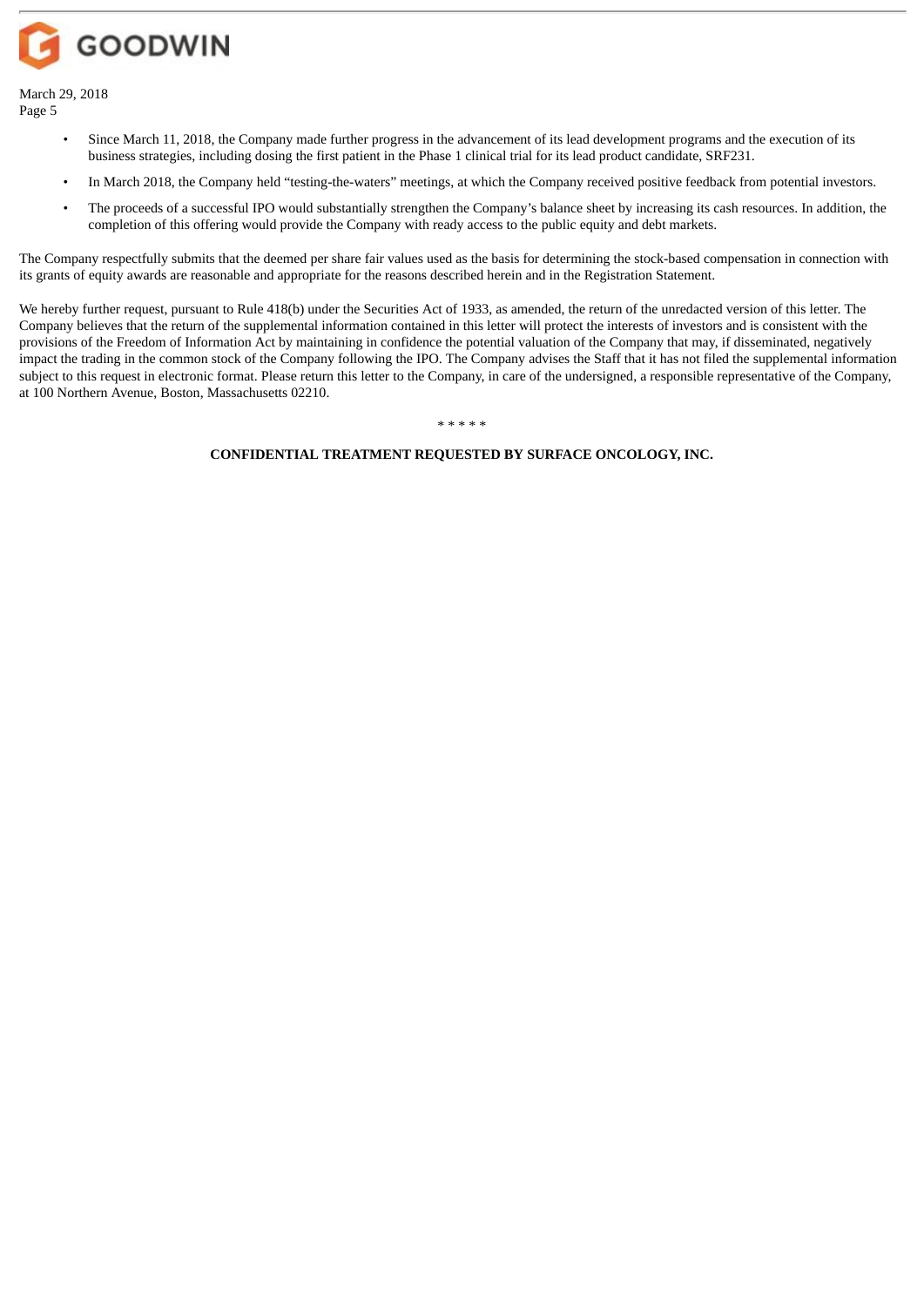- Since March 11, 2018, the Company made further progress in the advancement of its lead development programs and the execution of its business strategies, including dosing the first patient in the Phase 1 clinical trial for its lead product candidate, SRF231.
- In March 2018, the Company held "testing-the-waters" meetings, at which the Company received positive feedback from potential investors.
- The proceeds of a successful IPO would substantially strengthen the Company's balance sheet by increasing its cash resources. In addition, the completion of this offering would provide the Company with ready access to the public equity and debt markets.

The Company respectfully submits that the deemed per share fair values used as the basis for determining the stock-based compensation in connection with its grants of equity awards are reasonable and appropriate for the reasons described herein and in the Registration Statement.

We hereby further request, pursuant to Rule 418(b) under the Securities Act of 1933, as amended, the return of the unredacted version of this letter. The Company believes that the return of the supplemental information contained in this letter will protect the interests of investors and is consistent with the provisions of the Freedom of Information Act by maintaining in confidence the potential valuation of the Company that may, if disseminated, negatively impact the trading in the common stock of the Company following the IPO. The Company advises the Staff that it has not filed the supplemental information subject to this request in electronic format. Please return this letter to the Company, in care of the undersigned, a responsible representative of the Company, at 100 Northern Avenue, Boston, Massachusetts 02210.

\* \* \* \* \*

**CONFIDENTIAL TREATMENT REQUESTED BY SURFACE ONCOLOGY, INC.**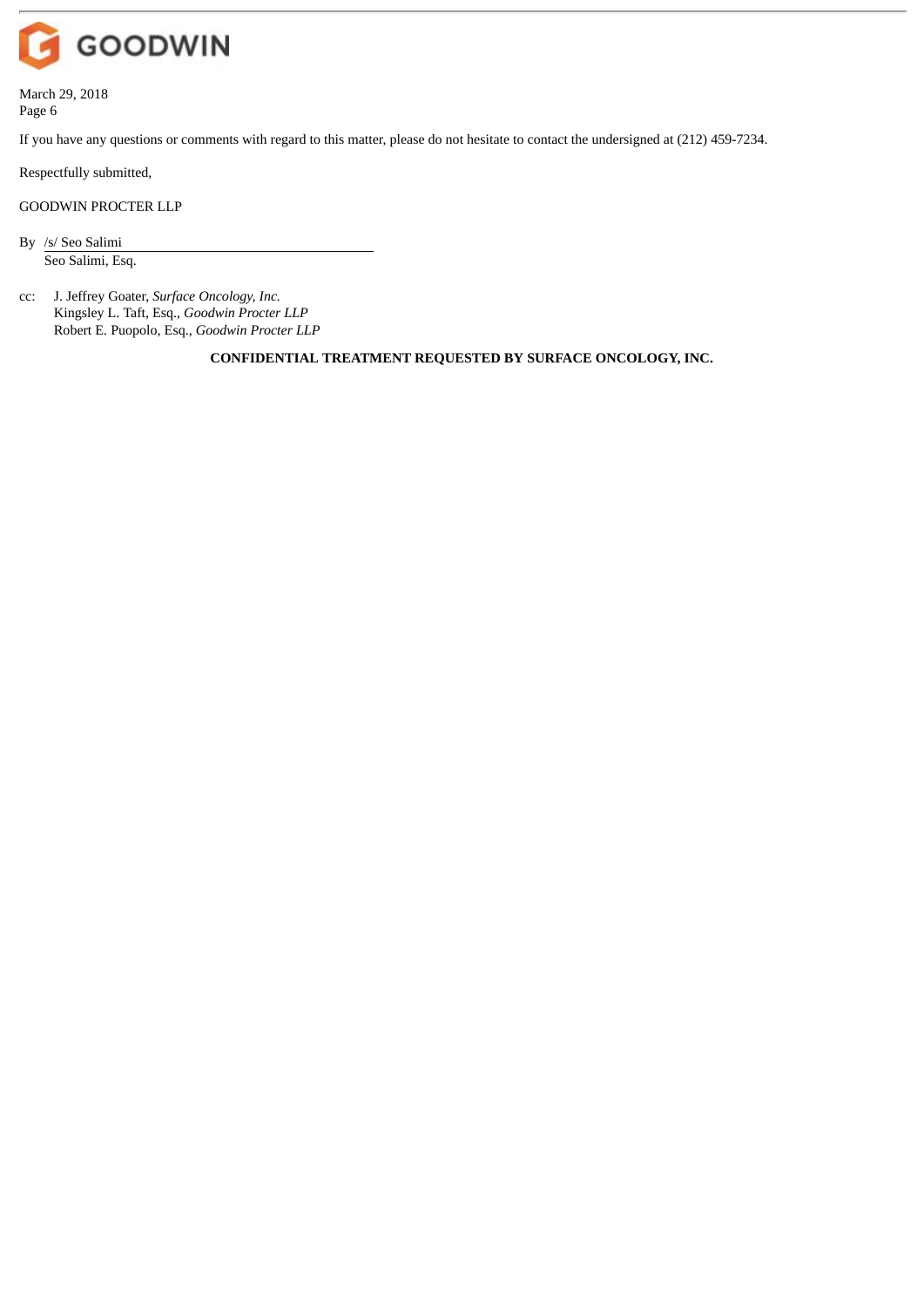If you have any questions or comments with regard to this matter, please do not hesitate to contact the undersigned at (212) 459-7234.

Respectfully submitted,

GOODWIN PROCTER LLP

By /s/ Seo Salimi
Seo Salimi, Esq.

cc: J. Jeffrey Goater, *Surface Oncology, Inc.*
Kingsley L. Taft, Esq., *Goodwin Procter LLP*
Robert E. Puopolo, Esq., *Goodwin Procter LLP*

**CONFIDENTIAL TREATMENT REQUESTED BY SURFACE ONCOLOGY, INC.**